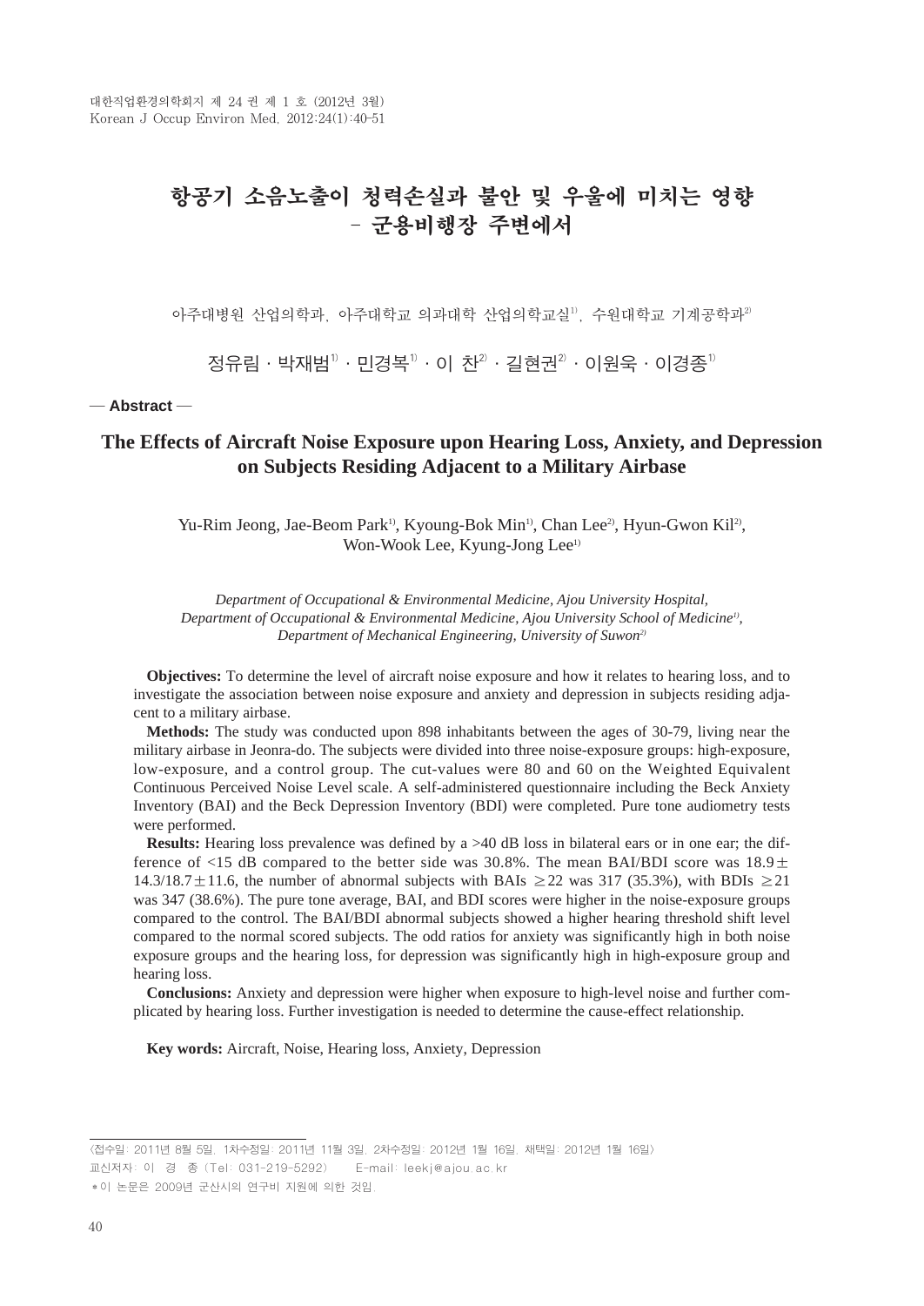# 항공기 소음노출이 청력손실과 불안 및 우울에 미치는 영향 - 군용비행장 주변에서

아주대병원 산업의학과, 아주대학교 의과대학 산업의학교실[1], 수원대학교 기계공학과[2]

정유림 · 박재범[1] · 민경복[1] · 이 찬[2] · 길현권[2] · 이원욱 · 이경종[1]

— **Abstract** —

## The Effects of Aircraft Noise Exposure upon Hearing Loss, Anxiety, and Depression on Subjects Residing Adjacent to a Military Airbase

Yu-Rim Jeong, Jae-Beom Park[1], Kyoung-Bok Min[1], Chan Lee[2], Hyun-Gwon Kil[2], Won-Wook Lee, Kyung-Jong Lee[1]

*Department of Occupational & Environmental Medicine, Ajou University Hospital, Department of Occupational & Environmental Medicine, Ajou University School of Medicine[1], Department of Mechanical Engineering, University of Suwon[2]*

**Objectives:** To determine the level of aircraft noise exposure and how it relates to hearing loss, and to investigate the association between noise exposure and anxiety and depression in subjects residing adjacent to a military airbase.

**Methods:** The study was conducted upon 898 inhabitants between the ages of 30-79, living near the military airbase in Jeonra-do. The subjects were divided into three noise-exposure groups: high-exposure, low-exposure, and a control group. The cut-values were 80 and 60 on the Weighted Equivalent Continuous Perceived Noise Level scale. A self-administered questionnaire including the Beck Anxiety Inventory (BAI) and the Beck Depression Inventory (BDI) were completed. Pure tone audiometry tests were performed.

**Results:** Hearing loss prevalence was defined by a >40 dB loss in bilateral ears or in one ear; the difference of <15 dB compared to the better side was 30.8%. The mean BAI/BDI score was $18.9 \pm 14.3/18.7 \pm 11.6$, the number of abnormal subjects with BAIs $\geq 22$ was 317 (35.3%), with BDIs $\geq 21$ was 347 (38.6%). The pure tone average, BAI, and BDI scores were higher in the noise-exposure groups compared to the control. The BAI/BDI abnormal subjects showed a higher hearing threshold shift level compared to the normal scored subjects. The odd ratios for anxiety was significantly high in both noise exposure groups and the hearing loss, for depression was significantly high in high-exposure group and hearing loss.

**Conclusions:** Anxiety and depression were higher when exposure to high-level noise and further complicated by hearing loss. Further investigation is needed to determine the cause-effect relationship.

**Key words:** Aircraft, Noise, Hearing loss, Anxiety, Depression

---

<접수일: 2011년 8월 5일, 1차수정일: 2011년 11월 3일, 2차수정일: 2012년 1월 16일, 채택일: 2012년 1월 16일>

교신저자: 이 경 종 (Tel: 031-219-5292) E-mail: leekj@ajou.ac.kr

*이 논문은 2009년 군산시의 연구비 지원에 의한 것임.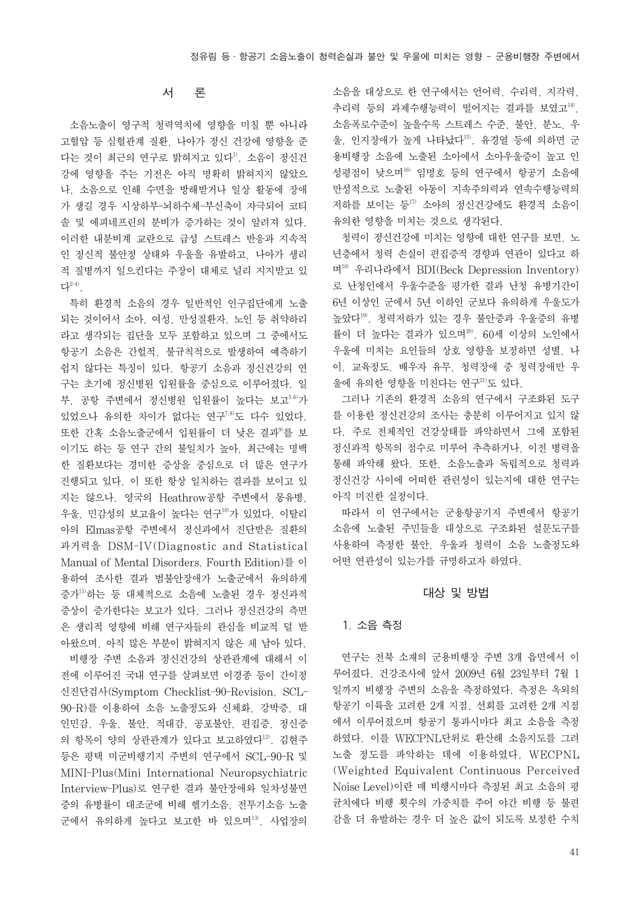## 서 론

소음노출이 영구적 청력역치에 영향을 미칠 뿐 아니라 고혈압 등 심혈관계 질환, 나아가 정신 건강에 영향을 준다는 것이 최근의 연구로 밝혀지고 있다[1]. 소음이 정신건강에 영향을 주는 기전은 아직 명확히 밝혀지지 않았으나, 소음으로 인해 수면을 방해받거나 일상 활동에 장애가 생길 경우 시상하부-뇌하수체-부신축이 자극되어 코티솔 및 에피네프린의 분비가 증가하는 것이 알려져 있다. 이러한 내분비계 교란으로 급성 스트레스 반응과 지속적인 정신적 불안정 상태와 우울을 유발하고, 나아가 생리적 질병까지 일으킨다는 주장이 대체로 널리 지지받고 있다[2-4].

특히 환경적 소음의 경우 일반적인 인구집단에게 노출되는 것이어서 소아, 여성, 만성질환자, 노인 등 취약하리라고 생각되는 집단을 모두 포함하고 있으며 그 중에서도 항공기 소음은 간헐적, 불규칙적으로 발생하여 예측하기 쉽지 않다는 특징이 있다. 항공기 소음과 정신건강의 연구는 초기에 정신병원 입원률을 중심으로 이루어졌다. 일부, 공항 주변에서 정신병원 입원률이 높다는 보고[5,6]가 있었으나 유의한 차이가 없다는 연구[7,8]도 다수 있었다. 또한 간혹 소음노출군에서 입원률이 더 낮은 결과[9]를 보이기도 하는 등 연구 간의 불일치가 높아, 최근에는 명백한 질환보다는 경미한 증상을 중심으로 더 많은 연구가 진행되고 있다. 이 또한 항상 일치하는 결과를 보이고 있지는 않으나, 영국의 Heathrow공항 주변에서 몽유병, 우울, 민감성의 보고율이 높다는 연구[10]가 있었다. 이탈리아의 Elmas공항 주변에서 정신과에서 진단받은 질환의 과거력을 DSM-IV(Diagnostic and Statistical Manual of Mental Disorders, Fourth Edition)를 이용하여 조사한 결과 범불안장애가 노출군에서 유의하게 증가[11]하는 등 대체적으로 소음에 노출된 경우 정신과적 증상이 증가한다는 보고가 있다. 그러나 정신건강의 측면은 생리적 영향에 비해 연구자들의 관심을 비교적 덜 받아왔으며, 아직 많은 부분이 밝혀지지 않은 채 남아 있다.

비행장 주변 소음과 정신건강의 상관관계에 대해서 이전에 이루어진 국내 연구를 살펴보면 이경종 등이 간이정신진단검사(Symptom Checklist-90-Revision, SCL-90-R)를 이용하여 소음 노출정도와 신체화, 강박증, 대인민감, 우울, 불안, 적대감, 공포불안, 편집증, 정신증의 항목이 양의 상관관계가 있다고 보고하였다[12]. 김현주 등은 평택 미군비행기지 주변의 연구에서 SCL-90-R 및 MINI-Plus(Mini International Neuropsychiatric Interview-Plus)로 연구한 결과 불안장애와 일차성불면증의 유병률이 대조군에 비해 헬기소음, 전투기소음 노출군에서 유의하게 높다고 보고한 바 있으며[13], 사업장의 소음을 대상으로 한 연구에서는 언어력, 수리력, 지각력, 추리력 등의 과제수행능력이 떨어지는 결과를 보였고[14], 소음폭로수준이 높을수록 스트레스 수준, 불안, 분노, 우울, 인지장애가 높게 나타났다[15]. 유경열 등에 의하면 군용비행장 소음에 노출된 소아에서 소아우울증이 높고 인성평점이 낮으며[16] 임명호 등의 연구에서 항공기 소음에 만성적으로 노출된 아동이 지속주의력과 연속수행능력의 저하를 보이는 등[17] 소아의 정신건강에도 환경적 소음이 유의한 영향을 미치는 것으로 생각된다.

청력이 정신건강에 미치는 영향에 대한 연구를 보면, 노년층에서 청력 손실이 편집증적 경향과 연관이 있다고 하며[18] 우리나라에서 BDI(Beck Depression Inventory)로 난청인에서 우울수준을 평가한 결과 난청 유병기간이 6년 이상인 군에서 5년 이하인 군보다 유의하게 우울도가 높았다[19]. 청력저하가 있는 경우 불안증과 우울증의 유병률이 더 높다는 결과가 있으며[20], 60세 이상의 노인에서 우울에 미치는 요인들의 상호 영향을 보정하면 성별, 나이, 교육정도, 배우자 유무, 청력장애 중 청력장애만 우울에 유의한 영향을 미친다는 연구[21]도 있다.

그러나 기존의 환경적 소음의 연구에서 구조화된 도구를 이용한 정신건강의 조사는 충분히 이루어지고 있지 않다. 주로 전체적인 건강상태를 파악하면서 그에 포함된 정신과적 항목의 점수로 미루어 추측하거나, 이전 병력을 통해 파악해 왔다. 또한, 소음노출과 독립적으로 청력과 정신건강 사이에 어떠한 관련성이 있는지에 대한 연구는 아직 미진한 실정이다.

따라서 이 연구에서는 군용항공기지 주변에서 항공기 소음에 노출된 주민들을 대상으로 구조화된 설문도구를 사용하여 측정한 불안, 우울과 청력이 소음 노출정도와 어떤 연관성이 있는가를 규명하고자 하였다.

## 대상 및 방법

### 1. 소음 측정

연구는 전북 소재의 군용비행장 주변 3개 읍면에서 이루어졌다. 건강조사에 앞서 2009년 6월 23일부터 7월 1일까지 비행장 주변의 소음을 측정하였다. 측정은 옥외의 항공기 이륙을 고려한 2개 지점, 선회를 고려한 2개 지점에서 이루어졌으며 항공기 통과시마다 최고 소음을 측정하였다. 이를 WECPNL단위로 환산해 소음지도를 그려 노출 정도를 파악하는 데에 이용하였다. WECPNL (Weighted Equivalent Continuous Perceived Noise Level)이란 매 비행시마다 측정된 최고 소음의 평균치에다 비행 횟수의 가중치를 주어 야간 비행 등 불편감을 더 유발하는 경우 더 높은 값이 되도록 보정한 수치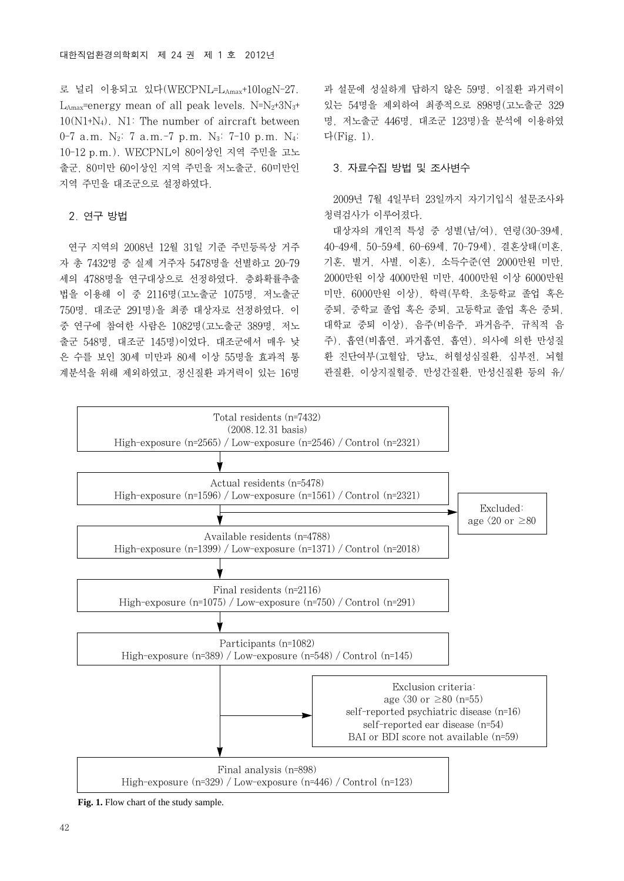로 널리 이용되고 있다(WECPNL=$L_{Amax}$+10logN-27. $L_{Amax}$=energy mean of all peak levels. N=$N_2$+3$N_3$+10(N1+$N_4$). N1: The number of aircraft between 0-7 a.m. $N_2$: 7 a.m.-7 p.m. $N_3$: 7-10 p.m. $N_4$: 10-12 p.m.). WECPNL이 80이상인 지역 주민을 고노출군, 80미만 60이상인 지역 주민을 저노출군, 60미만인 지역 주민을 대조군으로 설정하였다.

## 2. 연구 방법

연구 지역의 2008년 12월 31일 기준 주민등록상 거주자 총 7432명 중 실제 거주자 5478명을 선별하고 20-79세의 4788명을 연구대상으로 선정하였다. 층화확률추출법을 이용해 이 중 2116명(고노출군 1075명, 저노출군 750명, 대조군 291명)을 최종 대상자로 선정하였다. 이 중 연구에 참여한 사람은 1082명(고노출군 389명, 저노출군 548명, 대조군 145명)이었다. 대조군에서 매우 낮은 수를 보인 30세 미만과 80세 이상 55명을 효과적 통계분석을 위해 제외하였고, 정신질환 과거력이 있는 16명과 설문에 성실하게 답하지 않은 59명, 이질환 과거력이 있는 54명을 제외하여 최종적으로 898명(고노출군 329명, 저노출군 446명, 대조군 123명)을 분석에 이용하였다(Fig. 1).

## 3. 자료수집 방법 및 조사변수

2009년 7월 4일부터 23일까지 자기기입식 설문조사와 청력검사가 이루어졌다.

대상자의 개인적 특성 중 성별(남/여), 연령(30-39세, 40-49세, 50-59세, 60-69세, 70-79세), 결혼상태(미혼, 기혼, 별거, 사별, 이혼), 소득수준(연 2000만원 미만, 2000만원 이상 4000만원 미만, 4000만원 이상 6000만원 미만, 6000만원 이상), 학력(무학, 초등학교 졸업 혹은 중퇴, 중학교 졸업 혹은 중퇴, 고등학교 졸업 혹은 중퇴, 대학교 중퇴 이상), 음주(비음주, 과거음주, 규칙적 음주), 흡연(비흡연, 과거흡연, 흡연), 의사에 의한 만성질환 진단여부(고혈압, 당뇨, 허혈성심질환, 심부전, 뇌혈관질환, 이상지질혈증, 만성간질환, 만성신질환 등의 유/

Total residents (n=7432)
(2008.12.31 basis)
High-exposure (n=2565) / Low-exposure (n=2546) / Control (n=2321)

↓

Actual residents (n=5478)
High-exposure (n=1596) / Low-exposure (n=1561) / Control (n=2321)

→ Excluded: age <20 or ≥80

↓

Available residents (n=4788)
High-exposure (n=1399) / Low-exposure (n=1371) / Control (n=2018)

↓

Final residents (n=2116)
High-exposure (n=1075) / Low-exposure (n=750) / Control (n=291)

↓

Participants (n=1082)
High-exposure (n=389) / Low-exposure (n=548) / Control (n=145)

→ Exclusion criteria:
age <30 or ≥80 (n=55)
self-reported psychiatric disease (n=16)
self-reported ear disease (n=54)
BAI or BDI score not available (n=59)

↓

Final analysis (n=898)
High-exposure (n=329) / Low-exposure (n=446) / Control (n=123)

**Fig. 1.** Flow chart of the study sample.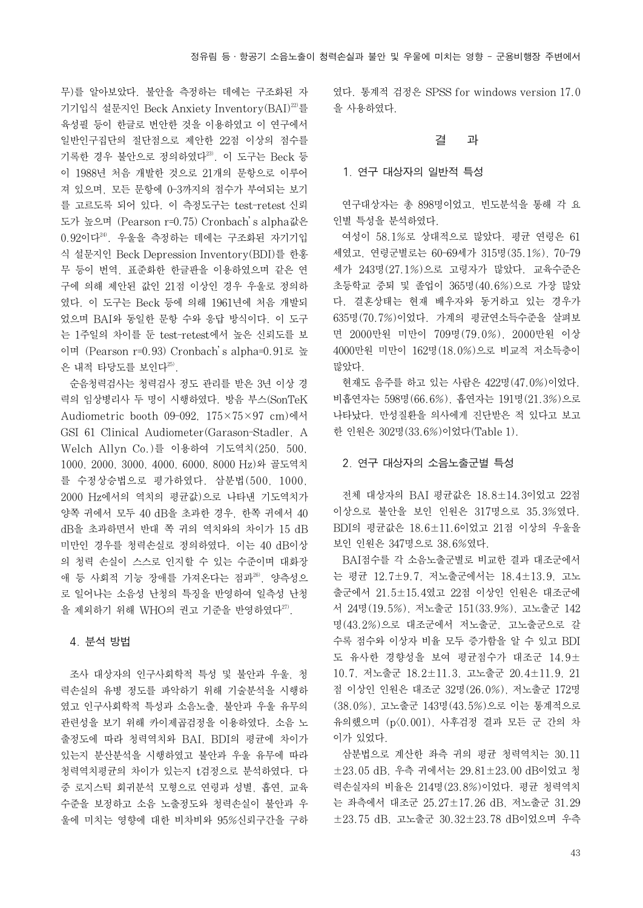무)를 알아보았다. 불안을 측정하는 데에는 구조화된 자기기입식 설문지인 Beck Anxiety Inventory(BAI)[22]를 육성필 등이 한글로 번안한 것을 이용하였고 이 연구에서 일반인구집단의 절단점으로 제안한 22점 이상의 점수를 기록한 경우 불안으로 정의하였다[23]. 이 도구는 Beck 등이 1988년 처음 개발한 것으로 21개의 문항으로 이루어져 있으며, 모든 문항에 0-3까지의 점수가 부여되는 보기를 고르도록 되어 있다. 이 측정도구는 test-retest 신뢰도가 높으며 (Pearson r=0.75) Cronbach's alpha값은 0.92이다[24]. 우울을 측정하는 데에는 구조화된 자기기입식 설문지인 Beck Depression Inventory(BDI)를 한홍무 등이 번역, 표준화한 한글판을 이용하였으며 같은 연구에 의해 제안된 값인 21점 이상인 경우 우울로 정의하였다. 이 도구는 Beck 등에 의해 1961년에 처음 개발되었으며 BAI와 동일한 문항 수와 응답 방식이다. 이 도구는 1주일의 차이를 둔 test-retest에서 높은 신뢰도를 보이며 (Pearson r=0.93) Cronbach's alpha=0.91로 높은 내적 타당도를 보인다[25].

순음청력검사는 청력검사 정도 관리를 받은 3년 이상 경력의 임상병리사 두 명이 시행하였다. 방음 부스(SonTeK Audiometric booth 09-092, 175×75×97 cm)에서 GSI 61 Clinical Audiometer(Garason-Stadler, A Welch Allyn Co.)를 이용하여 기도역치(250, 500, 1000, 2000, 3000, 4000, 6000, 8000 Hz)와 골도역치를 수정상승법으로 평가하였다. 삼분법(500, 1000, 2000 Hz에서의 역치의 평균값)으로 나타낸 기도역치가 양쪽 귀에서 모두 40 dB을 초과한 경우, 한쪽 귀에서 40 dB을 초과하면서 반대 쪽 귀의 역치와의 차이가 15 dB 미만인 경우를 청력손실로 정의하였다. 이는 40 dB이상의 청력 손실이 스스로 인지할 수 있는 수준이며 대화장애 등 사회적 기능 장애를 가져온다는 점과[26], 양측성으로 일어나는 소음성 난청의 특징을 반영하여 일측성 난청을 제외하기 위해 WHO의 권고 기준을 반영하였다[27].

### 4. 분석 방법

조사 대상자의 인구사회학적 특성 및 불안과 우울, 청력손실의 유병 정도를 파악하기 위해 기술분석을 시행하였고 인구사회학적 특성과 소음노출, 불안과 우울 유무의 관련성을 보기 위해 카이제곱검정을 이용하였다. 소음 노출정도에 따라 청력역치와 BAI, BDI의 평균에 차이가 있는지 분산분석을 시행하였고 불안과 우울 유무에 따라 청력역치평균의 차이가 있는지 t검정으로 분석하였다. 다중 로지스틱 회귀분석 모형으로 연령과 성별, 흡연, 교육수준을 보정하고 소음 노출정도와 청력손실이 불안과 우울에 미치는 영향에 대한 비차비와 95%신뢰구간을 구하였다. 통계적 검정은 SPSS for windows version 17.0을 사용하였다.

## 결 과

### 1. 연구 대상자의 일반적 특성

연구대상자는 총 898명이었고, 빈도분석을 통해 각 요인별 특성을 분석하였다.

여성이 58.1%로 상대적으로 많았다. 평균 연령은 61세였고, 연령군별로는 60-69세가 315명(35.1%), 70-79세가 243명(27.1%)으로 고령자가 많았다. 교육수준은 초등학교 중퇴 및 졸업이 365명(40.6%)으로 가장 많았다. 결혼상태는 현재 배우자와 동거하고 있는 경우가 635명(70.7%)이었다. 가계의 평균연소득수준을 살펴보면 2000만원 미만이 709명(79.0%), 2000만원 이상 4000만원 미만이 162명(18.0%)으로 비교적 저소득층이 많았다.

현재도 음주를 하고 있는 사람은 422명(47.0%)이었다. 비흡연자는 598명(66.6%), 흡연자는 191명(21.3%)으로 나타났다. 만성질환을 의사에게 진단받은 적 있다고 보고한 인원은 302명(33.6%)이었다(Table 1).

### 2. 연구 대상자의 소음노출군별 특성

전체 대상자의 BAI 평균값은 18.8±14.3이었고 22점 이상으로 불안을 보인 인원은 317명으로 35.3%였다. BDI의 평균값은 18.6±11.6이었고 21점 이상의 우울을 보인 인원은 347명으로 38.6%였다.

BAI점수를 각 소음노출군별로 비교한 결과 대조군에서는 평균 12.7±9.7, 저노출군에서는 18.4±13.9, 고노출군에서 21.5±15.4였고 22점 이상인 인원은 대조군에서 24명(19.5%), 저노출군 151(33.9%), 고노출군 142명(43.2%)으로 대조군에서 저노출군, 고노출군으로 갈수록 점수와 이상자 비율 모두 증가함을 알 수 있고 BDI도 유사한 경향성을 보여 평균점수가 대조군 14.9±10.7, 저노출군 18.2±11.3, 고노출군 20.4±11.9, 21점 이상인 인원은 대조군 32명(26.0%), 저노출군 172명(38.0%), 고노출군 143명(43.5%)으로 이는 통계적으로 유의했으며 ($p<0.001$), 사후검정 결과 모든 군 간의 차이가 있었다.

삼분법으로 계산한 좌측 귀의 평균 청력역치는 30.11±23.05 dB, 우측 귀에서는 29.81±23.00 dB이었고 청력손실자의 비율은 214명(23.8%)이었다. 평균 청력역치는 좌측에서 대조군 25.27±17.26 dB, 저노출군 31.29±23.75 dB, 고노출군 30.32±23.78 dB이었으며 우측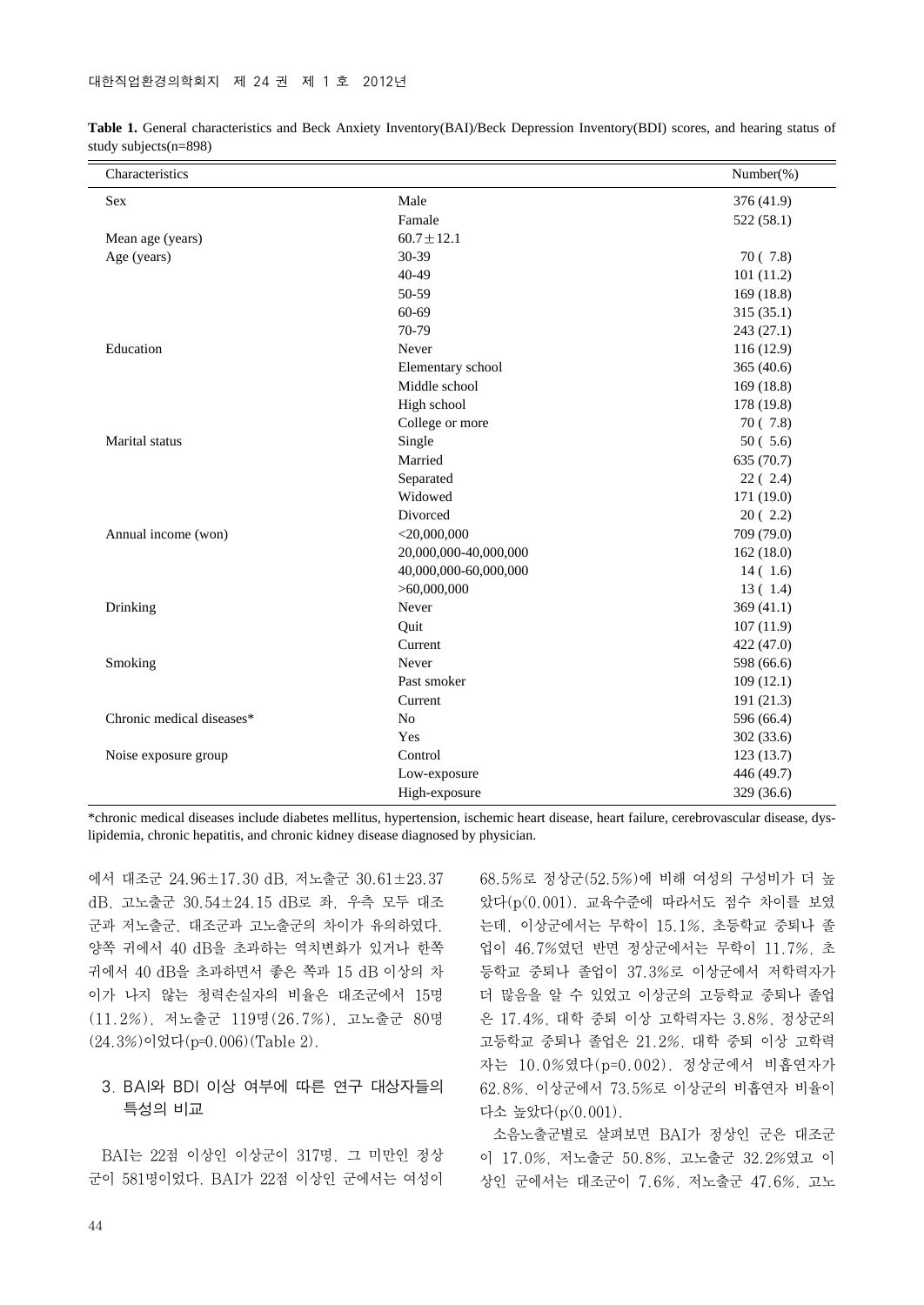**Table 1.** General characteristics and Beck Anxiety Inventory(BAI)/Beck Depression Inventory(BDI) scores, and hearing status of study subjects(n=898)

| Characteristics | | Number(%) |
|---|---|---|
| Sex | Male | 376 (41.9) |
| | Famale | 522 (58.1) |
| Mean age (years) | 60.7±12.1 | |
| Age (years) | 30-39 | 70 ( 7.8) |
| | 40-49 | 101 (11.2) |
| | 50-59 | 169 (18.8) |
| | 60-69 | 315 (35.1) |
| | 70-79 | 243 (27.1) |
| Education | Never | 116 (12.9) |
| | Elementary school | 365 (40.6) |
| | Middle school | 169 (18.8) |
| | High school | 178 (19.8) |
| | College or more | 70 ( 7.8) |
| Marital status | Single | 50 ( 5.6) |
| | Married | 635 (70.7) |
| | Separated | 22 ( 2.4) |
| | Widowed | 171 (19.0) |
| | Divorced | 20 ( 2.2) |
| Annual income (won) | <20,000,000 | 709 (79.0) |
| | 20,000,000-40,000,000 | 162 (18.0) |
| | 40,000,000-60,000,000 | 14 ( 1.6) |
| | >60,000,000 | 13 ( 1.4) |
| Drinking | Never | 369 (41.1) |
| | Quit | 107 (11.9) |
| | Current | 422 (47.0) |
| Smoking | Never | 598 (66.6) |
| | Past smoker | 109 (12.1) |
| | Current | 191 (21.3) |
| Chronic medical diseases* | No | 596 (66.4) |
| | Yes | 302 (33.6) |
| Noise exposure group | Control | 123 (13.7) |
| | Low-exposure | 446 (49.7) |
| | High-exposure | 329 (36.6) |

*chronic medical diseases include diabetes mellitus, hypertension, ischemic heart disease, heart failure, cerebrovascular disease, dyslipidemia, chronic hepatitis, and chronic kidney disease diagnosed by physician.

에서 대조군 24.96±17.30 dB, 저노출군 30.61±23.37 dB, 고노출군 30.54±24.15 dB로 좌, 우측 모두 대조군과 저노출군, 대조군과 고노출군의 차이가 유의하였다. 양쪽 귀에서 40 dB을 초과하는 역치변화가 있거나 한쪽 귀에서 40 dB을 초과하면서 좋은 쪽과 15 dB 이상의 차이가 나지 않는 청력손실자의 비율은 대조군에서 15명(11.2%), 저노출군 119명(26.7%), 고노출군 80명(24.3%)이었다(p=0.006)(Table 2).

### 3. BAI와 BDI 이상 여부에 따른 연구 대상자들의 특성의 비교

BAI는 22점 이상인 이상군이 317명, 그 미만인 정상군이 581명이었다. BAI가 22점 이상인 군에서는 여성이 68.5%로 정상군(52.5%)에 비해 여성의 구성비가 더 높았다(p<0.001). 교육수준에 따라서도 점수 차이를 보였는데, 이상군에서는 무학이 15.1%, 초등학교 중퇴나 졸업이 46.7%였던 반면 정상군에서는 무학이 11.7%, 초등학교 중퇴나 졸업이 37.3%로 이상군에서 저학력자가 더 많음을 알 수 있었고 이상군의 고등학교 중퇴나 졸업은 17.4%, 대학 중퇴 이상 고학력자는 3.8%, 정상군의 고등학교 중퇴나 졸업은 21.2%, 대학 중퇴 이상 고학력자는 10.0%였다(p=0.002). 정상군에서 비흡연자가 62.8%, 이상군에서 73.5%로 이상군의 비흡연자 비율이 다소 높았다(p<0.001).

소음노출군별로 살펴보면 BAI가 정상인 군은 대조군이 17.0%, 저노출군 50.8%, 고노출군 32.2%였고 이상인 군에서는 대조군이 7.6%, 저노출군 47.6%, 고노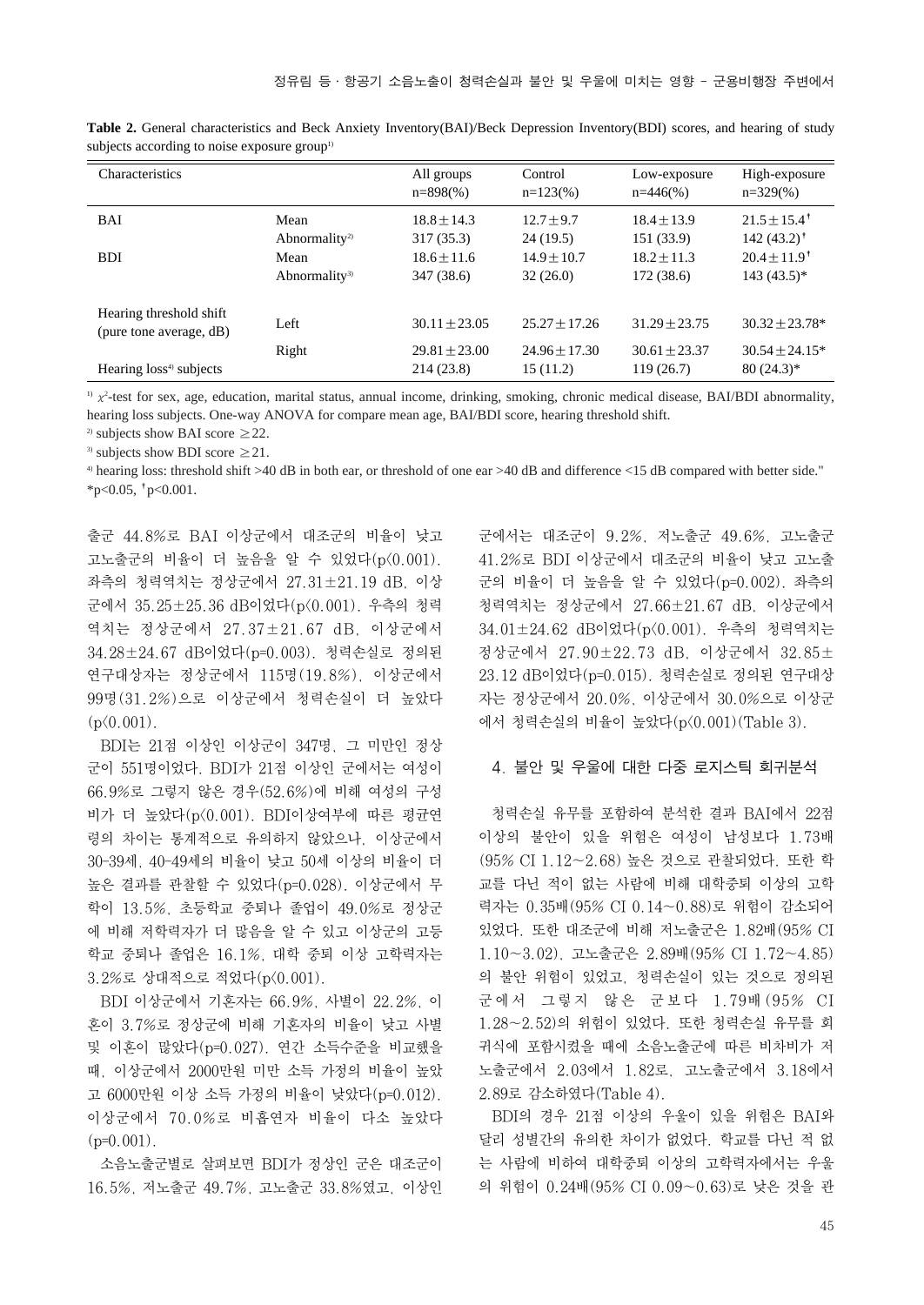**Table 2.** General characteristics and Beck Anxiety Inventory(BAI)/Beck Depression Inventory(BDI) scores, and hearing of study subjects according to noise exposure group[1)]

| Characteristics | | All groups n=898(%) | Control n=123(%) | Low-exposure n=446(%) | High-exposure n=329(%) |
|---|---|---|---|---|---|
| BAI | Mean | 18.8±14.3 | 12.7±9.7 | 18.4±13.9 | 21.5±15.4† |
| | Abnormality[2)] | 317 (35.3) | 24 (19.5) | 151 (33.9) | 142 (43.2)† |
| BDI | Mean | 18.6±11.6 | 14.9±10.7 | 18.2±11.3 | 20.4±11.9† |
| | Abnormality[3)] | 347 (38.6) | 32 (26.0) | 172 (38.6) | 143 (43.5)* |
| Hearing threshold shift (pure tone average, dB) | Left | 30.11±23.05 | 25.27±17.26 | 31.29±23.75 | 30.32±23.78* |
| | Right | 29.81±23.00 | 24.96±17.30 | 30.61±23.37 | 30.54±24.15* |
| Hearing loss[4)] subjects | | 214 (23.8) | 15 (11.2) | 119 (26.7) | 80 (24.3)* |

[1)] $\chi^2$-test for sex, age, education, marital status, annual income, drinking, smoking, chronic medical disease, BAI/BDI abnormality, hearing loss subjects. One-way ANOVA for compare mean age, BAI/BDI score, hearing threshold shift.

[2)] subjects show BAI score ≥22.

[3)] subjects show BDI score ≥21.

[4)] hearing loss: threshold shift >40 dB in both ear, or threshold of one ear >40 dB and difference <15 dB compared with better side."

*p<0.05, †p<0.001.

출군 44.8%로 BAI 이상군에서 대조군의 비율이 낮고 고노출군의 비율이 더 높음을 알 수 있었다(p<0.001). 좌측의 청력역치는 정상군에서 27.31±21.19 dB, 이상군에서 35.25±25.36 dB이었다(p<0.001). 우측의 청력역치는 정상군에서 27.37±21.67 dB, 이상군에서 34.28±24.67 dB이었다(p=0.003). 청력손실로 정의된 연구대상자는 정상군에서 115명(19.8%), 이상군에서 99명(31.2%)으로 이상군에서 청력손실이 더 높았다(p<0.001).

BDI는 21점 이상인 이상군이 347명, 그 미만인 정상군이 551명이었다. BDI가 21점 이상인 군에서는 여성이 66.9%로 그렇지 않은 경우(52.6%)에 비해 여성의 구성비가 더 높았다(p<0.001). BDI이상여부에 따른 평균연령의 차이는 통계적으로 유의하지 않았으나, 이상군에서 30-39세, 40-49세의 비율이 낮고 50세 이상의 비율이 더 높은 결과를 관찰할 수 있었다(p=0.028). 이상군에서 무학이 13.5%, 초등학교 중퇴나 졸업이 49.0%로 정상군에 비해 저학력자가 더 많음을 알 수 있고 이상군의 고등학교 중퇴나 졸업은 16.1%, 대학 중퇴 이상 고학력자는 3.2%로 상대적으로 적었다(p<0.001).

BDI 이상군에서 기혼자는 66.9%, 사별이 22.2%, 이혼이 3.7%로 정상군에 비해 기혼자의 비율이 낮고 사별 및 이혼이 많았다(p=0.027). 연간 소득수준을 비교했을 때, 이상군에서 2000만원 미만 소득 가정의 비율이 높았고 6000만원 이상 소득 가정의 비율이 낮았다(p=0.012). 이상군에서 70.0%로 비흡연자 비율이 다소 높았다(p=0.001).

소음노출군별로 살펴보면 BDI가 정상인 군은 대조군이 16.5%, 저노출군 49.7%, 고노출군 33.8%였고, 이상인 군에서는 대조군이 9.2%, 저노출군 49.6%, 고노출군 41.2%로 BDI 이상군에서 대조군의 비율이 낮고 고노출군의 비율이 더 높음을 알 수 있었다(p=0.002). 좌측의 청력역치는 정상군에서 27.66±21.67 dB, 이상군에서 34.01±24.62 dB이었다(p<0.001). 우측의 청력역치는 정상군에서 27.90±22.73 dB, 이상군에서 32.85±23.12 dB이었다(p=0.015). 청력손실로 정의된 연구대상자는 정상군에서 20.0%, 이상군에서 30.0%으로 이상군에서 청력손실의 비율이 높았다(p<0.001)(Table 3).

### 4. 불안 및 우울에 대한 다중 로지스틱 회귀분석

청력손실 유무를 포함하여 분석한 결과 BAI에서 22점 이상의 불안이 있을 위험은 여성이 남성보다 1.73배(95% CI 1.12~2.68) 높은 것으로 관찰되었다. 또한 학교를 다닌 적이 없는 사람에 비해 대학중퇴 이상의 고학력자는 0.35배(95% CI 0.14~0.88)로 위험이 감소되어 있었다. 또한 대조군에 비해 저노출군은 1.82배(95% CI 1.10~3.02), 고노출군은 2.89배(95% CI 1.72~4.85)의 불안 위험이 있었고, 청력손실이 있는 것으로 정의된 군에서 그렇지 않은 군보다 1.79배(95% CI 1.28~2.52)의 위험이 있었다. 또한 청력손실 유무를 회귀식에 포함시켰을 때에 소음노출군에 따른 비차비가 저노출군에서 2.03에서 1.82로, 고노출군에서 3.18에서 2.89로 감소하였다(Table 4).

BDI의 경우 21점 이상의 우울이 있을 위험은 BAI와 달리 성별간의 유의한 차이가 없었다. 학교를 다닌 적 없는 사람에 비하여 대학중퇴 이상의 고학력자에서는 우울의 위험이 0.24배(95% CI 0.09~0.63)로 낮은 것을 관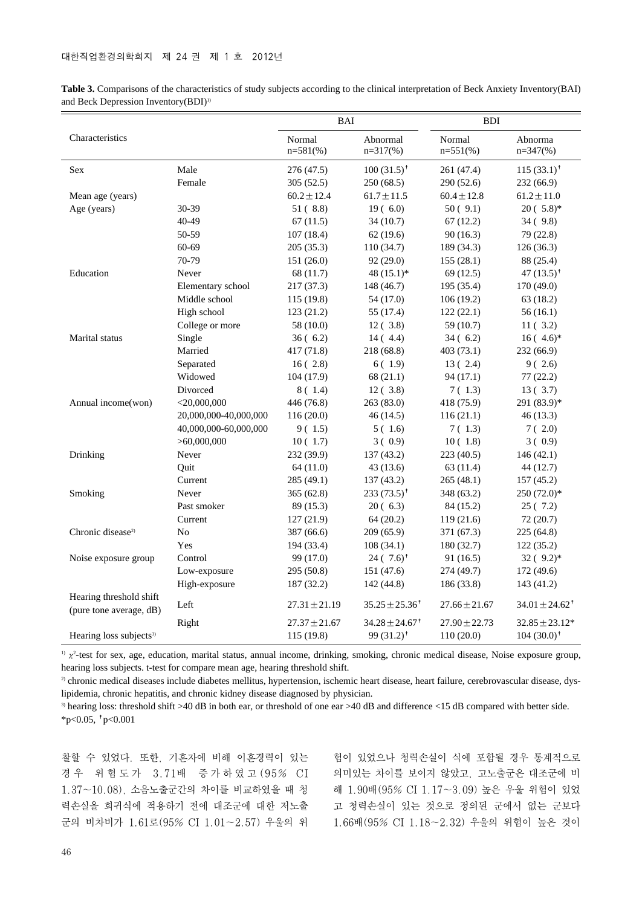**Table 3.** Comparisons of the characteristics of study subjects according to the clinical interpretation of Beck Anxiety Inventory(BAI) and Beck Depression Inventory(BDI)[1)]

| Characteristics | | BAI | | BDI | |
|---|---|---|---|---|---|
| | | Normal n=581(%) | Abnormal n=317(%) | Normal n=551(%) | Abnorma n=347(%) |
| Sex | Male | 276 (47.5) | 100 (31.5)† | 261 (47.4) | 115 (33.1)† |
| | Female | 305 (52.5) | 250 (68.5) | 290 (52.6) | 232 (66.9) |
| Mean age (years) | | 60.2±12.4 | 61.7±11.5 | 60.4±12.8 | 61.2±11.0 |
| Age (years) | 30-39 | 51 ( 8.8) | 19 ( 6.0) | 50 ( 9.1) | 20 ( 5.8)* |
| | 40-49 | 67 (11.5) | 34 (10.7) | 67 (12.2) | 34 ( 9.8) |
| | 50-59 | 107 (18.4) | 62 (19.6) | 90 (16.3) | 79 (22.8) |
| | 60-69 | 205 (35.3) | 110 (34.7) | 189 (34.3) | 126 (36.3) |
| | 70-79 | 151 (26.0) | 92 (29.0) | 155 (28.1) | 88 (25.4) |
| Education | Never | 68 (11.7) | 48 (15.1)* | 69 (12.5) | 47 (13.5)† |
| | Elementary school | 217 (37.3) | 148 (46.7) | 195 (35.4) | 170 (49.0) |
| | Middle school | 115 (19.8) | 54 (17.0) | 106 (19.2) | 63 (18.2) |
| | High school | 123 (21.2) | 55 (17.4) | 122 (22.1) | 56 (16.1) |
| | College or more | 58 (10.0) | 12 ( 3.8) | 59 (10.7) | 11 ( 3.2) |
| Marital status | Single | 36 ( 6.2) | 14 ( 4.4) | 34 ( 6.2) | 16 ( 4.6)* |
| | Married | 417 (71.8) | 218 (68.8) | 403 (73.1) | 232 (66.9) |
| | Separated | 16 ( 2.8) | 6 ( 1.9) | 13 ( 2.4) | 9 ( 2.6) |
| | Widowed | 104 (17.9) | 68 (21.1) | 94 (17.1) | 77 (22.2) |
| | Divorced | 8 ( 1.4) | 12 ( 3.8) | 7 ( 1.3) | 13 ( 3.7) |
| Annual income(won) | <20,000,000 | 446 (76.8) | 263 (83.0) | 418 (75.9) | 291 (83.9)* |
| | 20,000,000-40,000,000 | 116 (20.0) | 46 (14.5) | 116 (21.1) | 46 (13.3) |
| | 40,000,000-60,000,000 | 9 ( 1.5) | 5 ( 1.6) | 7 ( 1.3) | 7 ( 2.0) |
| | >60,000,000 | 10 ( 1.7) | 3 ( 0.9) | 10 ( 1.8) | 3 ( 0.9) |
| Drinking | Never | 232 (39.9) | 137 (43.2) | 223 (40.5) | 146 (42.1) |
| | Quit | 64 (11.0) | 43 (13.6) | 63 (11.4) | 44 (12.7) |
| | Current | 285 (49.1) | 137 (43.2) | 265 (48.1) | 157 (45.2) |
| Smoking | Never | 365 (62.8) | 233 (73.5)† | 348 (63.2) | 250 (72.0)* |
| | Past smoker | 89 (15.3) | 20 ( 6.3) | 84 (15.2) | 25 ( 7.2) |
| | Current | 127 (21.9) | 64 (20.2) | 119 (21.6) | 72 (20.7) |
| Chronic disease[2)] | No | 387 (66.6) | 209 (65.9) | 371 (67.3) | 225 (64.8) |
| | Yes | 194 (33.4) | 108 (34.1) | 180 (32.7) | 122 (35.2) |
| Noise exposure group | Control | 99 (17.0) | 24 ( 7.6)† | 91 (16.5) | 32 ( 9.2)* |
| | Low-exposure | 295 (50.8) | 151 (47.6) | 274 (49.7) | 172 (49.6) |
| | High-exposure | 187 (32.2) | 142 (44.8) | 186 (33.8) | 143 (41.2) |
| Hearing threshold shift (pure tone average, dB) | Left | 27.31±21.19 | 35.25±25.36† | 27.66±21.67 | 34.01±24.62† |
| | Right | 27.37±21.67 | 34.28±24.67† | 27.90±22.73 | 32.85±23.12* |
| Hearing loss subjects[3)] | | 115 (19.8) | 99 (31.2)† | 110 (20.0) | 104 (30.0)† |

[1)] $\chi^2$-test for sex, age, education, marital status, annual income, drinking, smoking, chronic medical disease, Noise exposure group, hearing loss subjects. t-test for compare mean age, hearing threshold shift.
[2)] chronic medical diseases include diabetes mellitus, hypertension, ischemic heart disease, heart failure, cerebrovascular disease, dyslipidemia, chronic hepatitis, and chronic kidney disease diagnosed by physician.
[3)] hearing loss: threshold shift >40 dB in both ear, or threshold of one ear >40 dB and difference <15 dB compared with better side.
*p<0.05, †p<0.001

찰할 수 있었다. 또한, 기혼자에 비해 이혼경력이 있는 경우 위험도가 3.71배 증가하였고(95% CI 1.37~10.08), 소음노출군간의 차이를 비교하였을 때 청력손실을 회귀식에 적용하기 전에 대조군에 대한 저노출군의 비차비가 1.61로(95% CI 1.01~2.57) 우울의 위험이 있었으나 청력손실이 식에 포함될 경우 통계적으로 의미있는 차이를 보이지 않았고, 고노출군은 대조군에 비해 1.90배(95% CI 1.17~3.09) 높은 우울 위험이 있었고 청력손실이 있는 것으로 정의된 군에서 없는 군보다 1.66배(95% CI 1.18~2.32) 우울의 위험이 높은 것이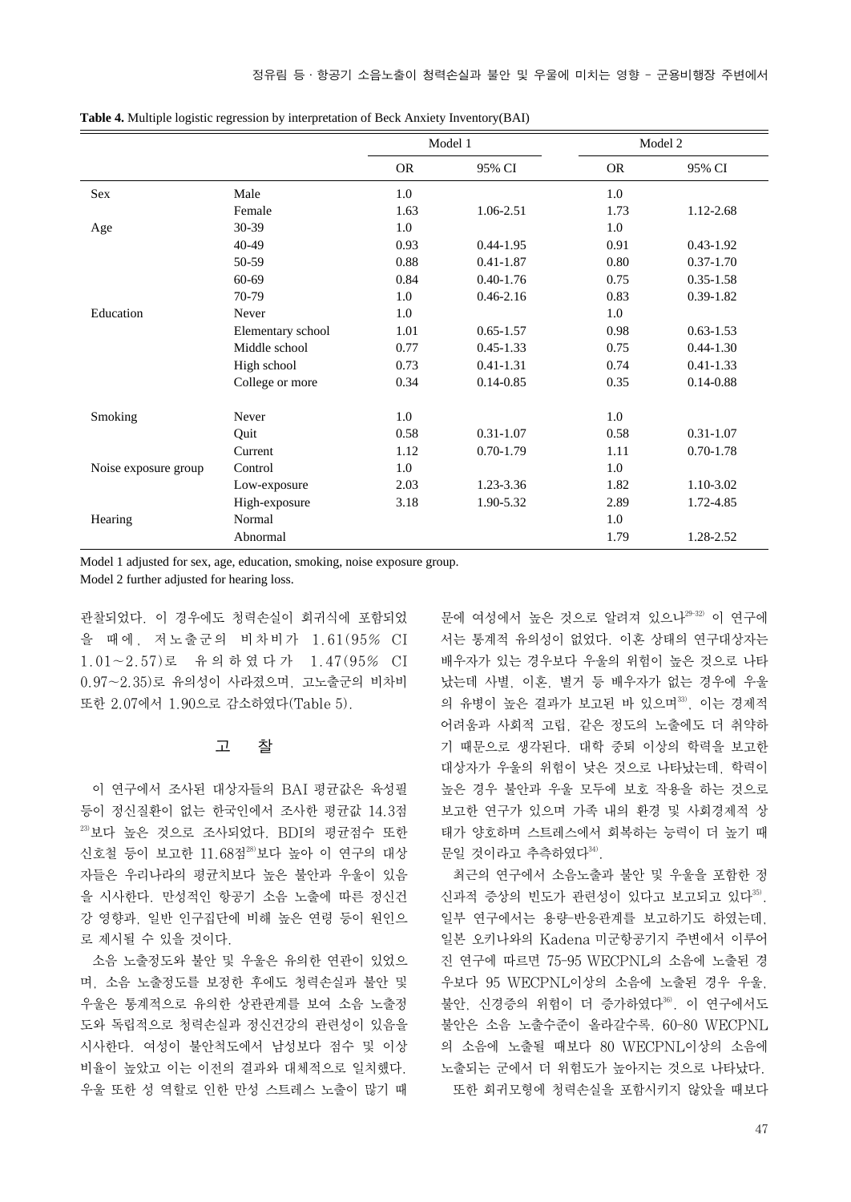**Table 4.** Multiple logistic regression by interpretation of Beck Anxiety Inventory(BAI)

| | | Model 1 | | Model 2 | |
|---|---|---|---|---|---|
| | | OR | 95% CI | OR | 95% CI |
| Sex | Male | 1.0 | | 1.0 | |
| | Female | 1.63 | 1.06-2.51 | 1.73 | 1.12-2.68 |
| Age | 30-39 | 1.0 | | 1.0 | |
| | 40-49 | 0.93 | 0.44-1.95 | 0.91 | 0.43-1.92 |
| | 50-59 | 0.88 | 0.41-1.87 | 0.80 | 0.37-1.70 |
| | 60-69 | 0.84 | 0.40-1.76 | 0.75 | 0.35-1.58 |
| | 70-79 | 1.0 | 0.46-2.16 | 0.83 | 0.39-1.82 |
| Education | Never | 1.0 | | 1.0 | |
| | Elementary school | 1.01 | 0.65-1.57 | 0.98 | 0.63-1.53 |
| | Middle school | 0.77 | 0.45-1.33 | 0.75 | 0.44-1.30 |
| | High school | 0.73 | 0.41-1.31 | 0.74 | 0.41-1.33 |
| | College or more | 0.34 | 0.14-0.85 | 0.35 | 0.14-0.88 |
| Smoking | Never | 1.0 | | 1.0 | |
| | Quit | 0.58 | 0.31-1.07 | 0.58 | 0.31-1.07 |
| | Current | 1.12 | 0.70-1.79 | 1.11 | 0.70-1.78 |
| Noise exposure group | Control | 1.0 | | 1.0 | |
| | Low-exposure | 2.03 | 1.23-3.36 | 1.82 | 1.10-3.02 |
| | High-exposure | 3.18 | 1.90-5.32 | 2.89 | 1.72-4.85 |
| Hearing | Normal | | | 1.0 | |
| | Abnormal | | | 1.79 | 1.28-2.52 |

Model 1 adjusted for sex, age, education, smoking, noise exposure group.
Model 2 further adjusted for hearing loss.

관찰되었다. 이 경우에도 청력손실이 회귀식에 포함되었을 때에, 저노출군의 비차비가 1.61(95% CI 1.01~2.57)로 유의하였다가 1.47(95% CI 0.97~2.35)로 유의성이 사라졌으며, 고노출군의 비차비 또한 2.07에서 1.90으로 감소하였다(Table 5).

## 고 찰

이 연구에서 조사된 대상자들의 BAI 평균값은 육성필 등이 정신질환이 없는 한국인에서 조사한 평균값 14.3점[23]보다 높은 것으로 조사되었다. BDI의 평균점수 또한 신호철 등이 보고한 11.68점[28]보다 높아 이 연구의 대상자들은 우리나라의 평균치보다 높은 불안과 우울이 있음을 시사한다. 만성적인 항공기 소음 노출에 따른 정신건강 영향과, 일반 인구집단에 비해 높은 연령 등이 원인으로 제시될 수 있을 것이다.

소음 노출정도와 불안 및 우울은 유의한 연관이 있었으며, 소음 노출정도를 보정한 후에도 청력손실과 불안 및 우울은 통계적으로 유의한 상관관계를 보여 소음 노출정도와 독립적으로 청력손실과 정신건강의 관련성이 있음을 시사한다. 여성이 불안척도에서 남성보다 점수 및 이상 비율이 높았고 이는 이전의 결과와 대체적으로 일치했다. 우울 또한 성 역할로 인한 만성 스트레스 노출이 많기 때문에 여성에서 높은 것으로 알려져 있으나[29-32] 이 연구에서는 통계적 유의성이 없었다. 이혼 상태의 연구대상자는 배우자가 있는 경우보다 우울의 위험이 높은 것으로 나타났는데 사별, 이혼, 별거 등 배우자가 없는 경우에 우울의 유병이 높은 결과가 보고된 바 있으며[33], 이는 경제적 어려움과 사회적 고립, 같은 정도의 노출에도 더 취약하기 때문으로 생각된다. 대학 중퇴 이상의 학력을 보고한 대상자가 우울의 위험이 낮은 것으로 나타났는데, 학력이 높은 경우 불안과 우울 모두에 보호 작용을 하는 것으로 보고한 연구가 있으며 가족 내의 환경 및 사회경제적 상태가 양호하며 스트레스에서 회복하는 능력이 더 높기 때문일 것이라고 추측하였다[34].

최근의 연구에서 소음노출과 불안 및 우울을 포함한 정신과적 증상의 빈도가 관련성이 있다고 보고되고 있다[35]. 일부 연구에서는 용량-반응관계를 보고하기도 하였는데, 일본 오키나와의 Kadena 미군항공기지 주변에서 이루어진 연구에 따르면 75-95 WECPNL의 소음에 노출된 경우보다 95 WECPNL이상의 소음에 노출된 경우 우울, 불안, 신경증의 위험이 더 증가하였다[36]. 이 연구에서도 불안은 소음 노출수준이 올라갈수록, 60-80 WECPNL의 소음에 노출될 때보다 80 WECPNL이상의 소음에 노출되는 군에서 더 위험도가 높아지는 것으로 나타났다.

또한 회귀모형에 청력손실을 포함시키지 않았을 때보다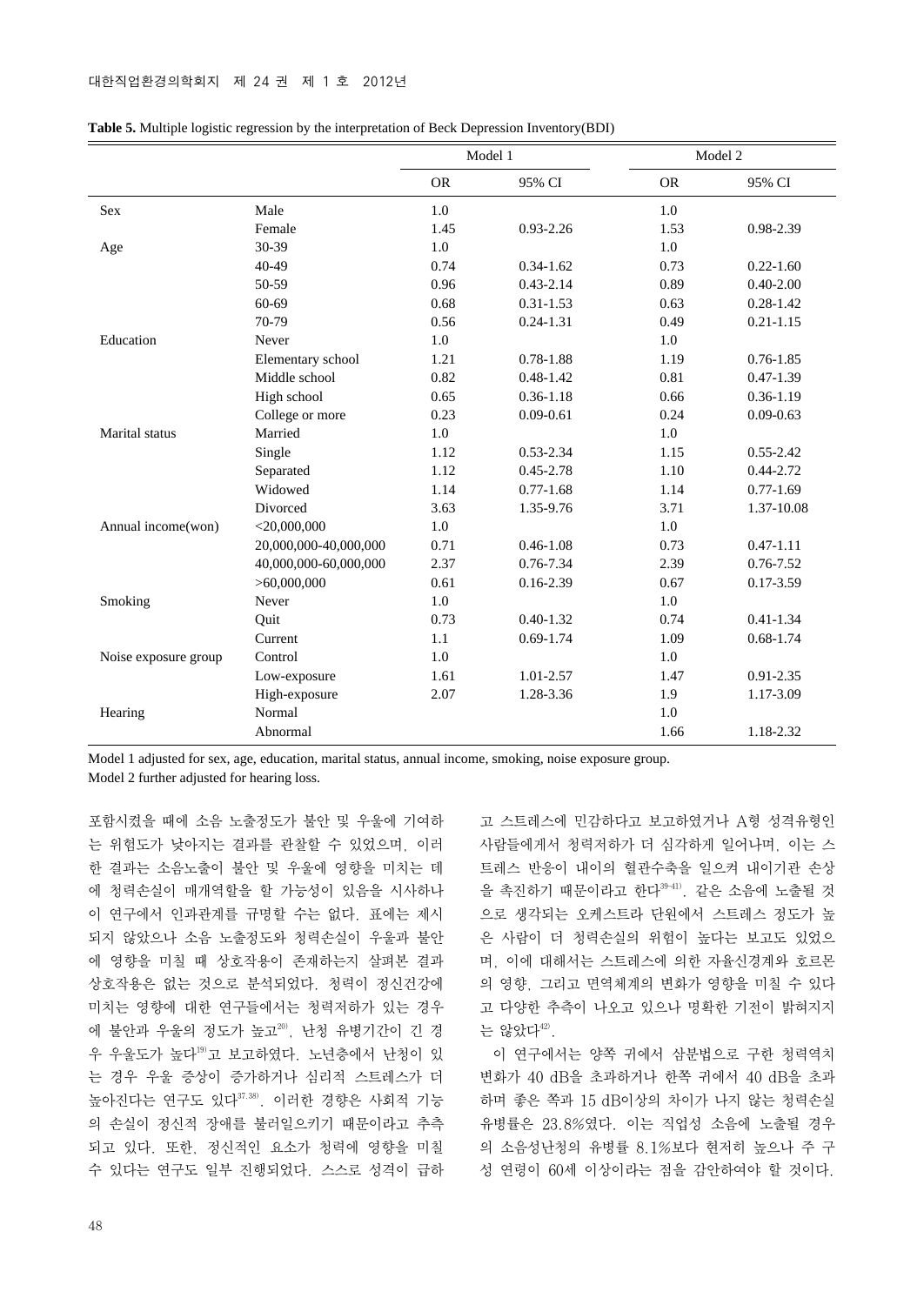**Table 5.** Multiple logistic regression by the interpretation of Beck Depression Inventory(BDI)

| | | Model 1 | | Model 2 | |
|---|---|---|---|---|---|
| | | OR | 95% CI | OR | 95% CI |
| Sex | Male | 1.0 | | 1.0 | |
| | Female | 1.45 | 0.93-2.26 | 1.53 | 0.98-2.39 |
| Age | 30-39 | 1.0 | | 1.0 | |
| | 40-49 | 0.74 | 0.34-1.62 | 0.73 | 0.22-1.60 |
| | 50-59 | 0.96 | 0.43-2.14 | 0.89 | 0.40-2.00 |
| | 60-69 | 0.68 | 0.31-1.53 | 0.63 | 0.28-1.42 |
| | 70-79 | 0.56 | 0.24-1.31 | 0.49 | 0.21-1.15 |
| Education | Never | 1.0 | | 1.0 | |
| | Elementary school | 1.21 | 0.78-1.88 | 1.19 | 0.76-1.85 |
| | Middle school | 0.82 | 0.48-1.42 | 0.81 | 0.47-1.39 |
| | High school | 0.65 | 0.36-1.18 | 0.66 | 0.36-1.19 |
| | College or more | 0.23 | 0.09-0.61 | 0.24 | 0.09-0.63 |
| Marital status | Married | 1.0 | | 1.0 | |
| | Single | 1.12 | 0.53-2.34 | 1.15 | 0.55-2.42 |
| | Separated | 1.12 | 0.45-2.78 | 1.10 | 0.44-2.72 |
| | Widowed | 1.14 | 0.77-1.68 | 1.14 | 0.77-1.69 |
| | Divorced | 3.63 | 1.35-9.76 | 3.71 | 1.37-10.08 |
| Annual income(won) | <20,000,000 | 1.0 | | 1.0 | |
| | 20,000,000-40,000,000 | 0.71 | 0.46-1.08 | 0.73 | 0.47-1.11 |
| | 40,000,000-60,000,000 | 2.37 | 0.76-7.34 | 2.39 | 0.76-7.52 |
| | >60,000,000 | 0.61 | 0.16-2.39 | 0.67 | 0.17-3.59 |
| Smoking | Never | 1.0 | | 1.0 | |
| | Quit | 0.73 | 0.40-1.32 | 0.74 | 0.41-1.34 |
| | Current | 1.1 | 0.69-1.74 | 1.09 | 0.68-1.74 |
| Noise exposure group | Control | 1.0 | | 1.0 | |
| | Low-exposure | 1.61 | 1.01-2.57 | 1.47 | 0.91-2.35 |
| | High-exposure | 2.07 | 1.28-3.36 | 1.9 | 1.17-3.09 |
| Hearing | Normal | | | 1.0 | |
| | Abnormal | | | 1.66 | 1.18-2.32 |

Model 1 adjusted for sex, age, education, marital status, annual income, smoking, noise exposure group.
Model 2 further adjusted for hearing loss.

포함시켰을 때에 소음 노출정도가 불안 및 우울에 기여하는 위험도가 낮아지는 결과를 관찰할 수 있었으며, 이러한 결과는 소음노출이 불안 및 우울에 영향을 미치는 데에 청력손실이 매개역할을 할 가능성이 있음을 시사하나 이 연구에서 인과관계를 규명할 수는 없다. 표에는 제시되지 않았으나 소음 노출정도와 청력손실이 우울과 불안에 영향을 미칠 때 상호작용이 존재하는지 살펴본 결과 상호작용은 없는 것으로 분석되었다. 청력이 정신건강에 미치는 영향에 대한 연구들에서는 청력저하가 있는 경우에 불안과 우울의 정도가 높고[20], 난청 유병기간이 긴 경우 우울도가 높다[19]고 보고하였다. 노년층에서 난청이 있는 경우 우울 증상이 증가하거나 심리적 스트레스가 더 높아진다는 연구도 있다[37,38]. 이러한 경향은 사회적 기능의 손실이 정신적 장애를 불러일으키기 때문이라고 추측되고 있다. 또한, 정신적인 요소가 청력에 영향을 미칠 수 있다는 연구도 일부 진행되었다. 스스로 성격이 급하고 스트레스에 민감하다고 보고하였거나 A형 성격유형인 사람들에게서 청력저하가 더 심각하게 일어나며, 이는 스트레스 반응이 내이의 혈관수축을 일으켜 내이기관 손상을 촉진하기 때문이라고 한다[39-41]. 같은 소음에 노출될 것으로 생각되는 오케스트라 단원에서 스트레스 정도가 높은 사람이 더 청력손실의 위험이 높다는 보고도 있었으며, 이에 대해서는 스트레스에 의한 자율신경계와 호르몬의 영향, 그리고 면역체계의 변화가 영향을 미칠 수 있다고 다양한 추측이 나오고 있으나 명확한 기전이 밝혀지지는 않았다[42].

이 연구에서는 양쪽 귀에서 삼분법으로 구한 청력역치 변화가 40 dB을 초과하거나 한쪽 귀에서 40 dB을 초과하며 좋은 쪽과 15 dB이상의 차이가 나지 않는 청력손실 유병률은 23.8%였다. 이는 직업성 소음에 노출될 경우의 소음성난청의 유병률 8.1%보다 현저히 높으나 주 구성 연령이 60세 이상이라는 점을 감안하여야 할 것이다.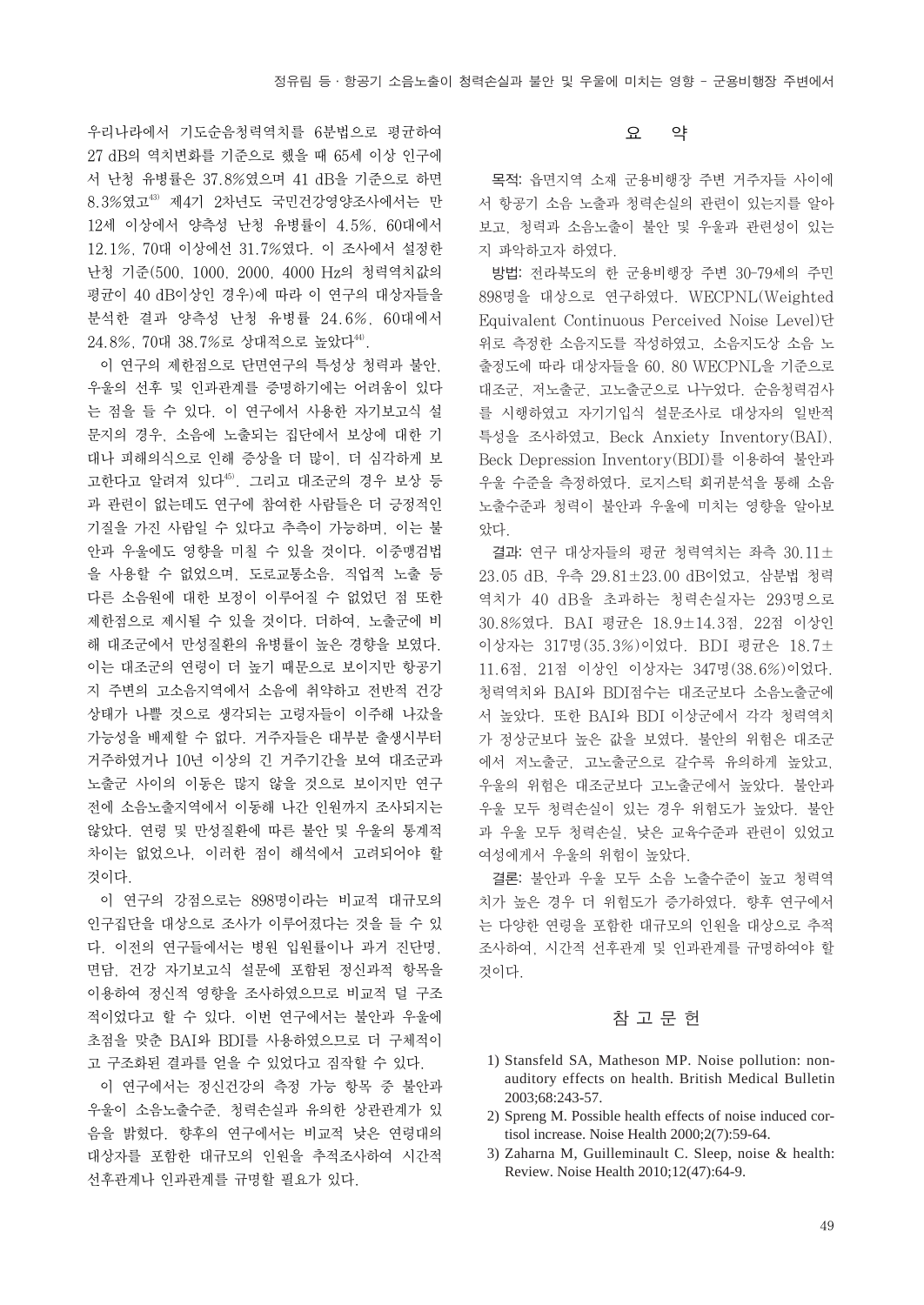우리나라에서 기도순음청력역치를 6분법으로 평균하여 27 dB의 역치변화를 기준으로 했을 때 65세 이상 인구에서 난청 유병률은 37.8%였으며 41 dB을 기준으로 하면 8.3%였고[43] 제4기 2차년도 국민건강영양조사에서는 만 12세 이상에서 양측성 난청 유병률이 4.5%, 60대에서 12.1%, 70대 이상에선 31.7%였다. 이 조사에서 설정한 난청 기준(500, 1000, 2000, 4000 Hz의 청력역치값의 평균이 40 dB이상인 경우)에 따라 이 연구의 대상자들을 분석한 결과 양측성 난청 유병률 24.6%, 60대에서 24.8%, 70대 38.7%로 상대적으로 높았다[44].

이 연구의 제한점으로 단면연구의 특성상 청력과 불안, 우울의 선후 및 인과관계를 증명하기에는 어려움이 있다는 점을 들 수 있다. 이 연구에서 사용한 자기보고식 설문지의 경우, 소음에 노출되는 집단에서 보상에 대한 기대나 피해의식으로 인해 증상을 더 많이, 더 심각하게 보고한다고 알려져 있다[45]. 그리고 대조군의 경우 보상 등과 관련이 없는데도 연구에 참여한 사람들은 더 긍정적인 기질을 가진 사람일 수 있다고 추측이 가능하며, 이는 불안과 우울에도 영향을 미칠 수 있을 것이다. 이중맹검법을 사용할 수 없었으며, 도로교통소음, 직업적 노출 등 다른 소음원에 대한 보정이 이루어질 수 없었던 점 또한 제한점으로 제시될 수 있을 것이다. 더하여, 노출군에 비해 대조군에서 만성질환의 유병률이 높은 경향을 보였다. 이는 대조군의 연령이 더 높기 때문으로 보이지만 항공기지 주변의 고소음지역에서 소음에 취약하고 전반적 건강상태가 나쁠 것으로 생각되는 고령자들이 이주해 나갔을 가능성을 배제할 수 없다. 거주자들은 대부분 출생시부터 거주하였거나 10년 이상의 긴 거주기간을 보여 대조군과 노출군 사이의 이동은 많지 않을 것으로 보이지만 연구 전에 소음노출지역에서 이동해 나간 인원까지 조사되지는 않았다. 연령 및 만성질환에 따른 불안 및 우울의 통계적 차이는 없었으나, 이러한 점이 해석에서 고려되어야 할 것이다.

이 연구의 강점으로는 898명이라는 비교적 대규모의 인구집단을 대상으로 조사가 이루어졌다는 것을 들 수 있다. 이전의 연구들에서는 병원 입원률이나 과거 진단명, 면담, 건강 자기보고식 설문에 포함된 정신과적 항목을 이용하여 정신적 영향을 조사하였으므로 비교적 덜 구조적이었다고 할 수 있다. 이번 연구에서는 불안과 우울에 초점을 맞춘 BAI와 BDI를 사용하였으므로 더 구체적이고 구조화된 결과를 얻을 수 있었다고 짐작할 수 있다.

이 연구에서는 정신건강의 측정 가능 항목 중 불안과 우울이 소음노출수준, 청력손실과 유의한 상관관계가 있음을 밝혔다. 향후의 연구에서는 비교적 낮은 연령대의 대상자를 포함한 대규모의 인원을 추적조사하여 시간적 선후관계나 인과관계를 규명할 필요가 있다.

## 요 약

**목적:** 읍면지역 소재 군용비행장 주변 거주자들 사이에서 항공기 소음 노출과 청력손실의 관련이 있는지를 알아보고, 청력과 소음노출이 불안 및 우울과 관련성이 있는지 파악하고자 하였다.

**방법:** 전라북도의 한 군용비행장 주변 30-79세의 주민 898명을 대상으로 연구하였다. WECPNL(Weighted Equivalent Continuous Perceived Noise Level)단위로 측정한 소음지도를 작성하였고, 소음지도상 소음 노출정도에 따라 대상자들을 60, 80 WECPNL을 기준으로 대조군, 저노출군, 고노출군으로 나누었다. 순음청력검사를 시행하였고 자기기입식 설문조사로 대상자의 일반적 특성을 조사하였고, Beck Anxiety Inventory(BAI), Beck Depression Inventory(BDI)를 이용하여 불안과 우울 수준을 측정하였다. 로지스틱 회귀분석을 통해 소음노출수준과 청력이 불안과 우울에 미치는 영향을 알아보았다.

**결과:** 연구 대상자들의 평균 청력역치는 좌측 30.11±23.05 dB, 우측 29.81±23.00 dB이었고, 삼분법 청력역치가 40 dB을 초과하는 청력손실자는 293명으로 30.8%였다. BAI 평균은 18.9±14.3점, 22점 이상인 이상자는 317명(35.3%)이었다. BDI 평균은 18.7±11.6점, 21점 이상인 이상자는 347명(38.6%)이었다. 청력역치와 BAI와 BDI점수는 대조군보다 소음노출군에서 높았다. 또한 BAI와 BDI 이상군에서 각각 청력역치가 정상군보다 높은 값을 보였다. 불안의 위험은 대조군에서 저노출군, 고노출군으로 갈수록 유의하게 높았고, 우울의 위험은 대조군보다 고노출군에서 높았다. 불안과 우울 모두 청력손실이 있는 경우 위험도가 높았다. 불안과 우울 모두 청력손실, 낮은 교육수준과 관련이 있었고 여성에게서 우울의 위험이 높았다.

**결론:** 불안과 우울 모두 소음 노출수준이 높고 청력역치가 높은 경우 더 위험도가 증가하였다. 향후 연구에서는 다양한 연령을 포함한 대규모의 인원을 대상으로 추적조사하여, 시간적 선후관계 및 인과관계를 규명하여야 할 것이다.

## 참 고 문 헌

1) Stansfeld SA, Matheson MP. Noise pollution: non-auditory effects on health. British Medical Bulletin 2003;68:243-57.
2) Spreng M. Possible health effects of noise induced cortisol increase. Noise Health 2000;2(7):59-64.
3) Zaharna M, Guilleminault C. Sleep, noise & health: Review. Noise Health 2010;12(47):64-9.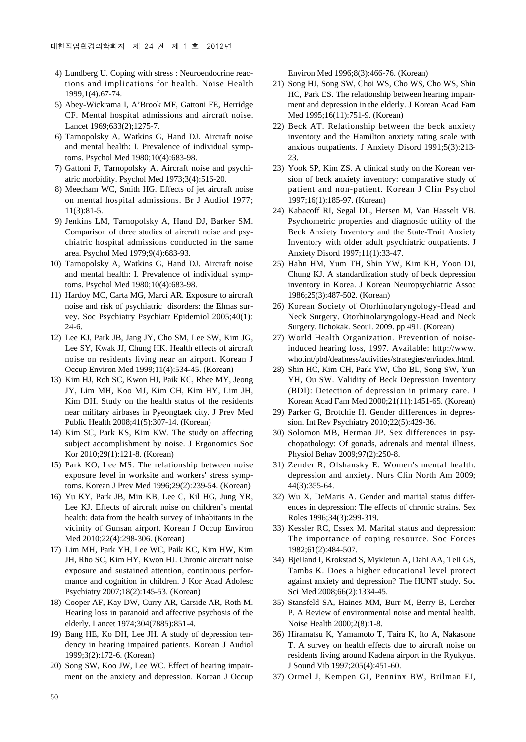4) Lundberg U. Coping with stress : Neuroendocrine reactions and implications for health. Noise Health 1999;1(4):67-74.
5) Abey-Wickrama I, A'Brook MF, Gattoni FE, Herridge CF. Mental hospital admissions and aircraft noise. Lancet 1969;633(2);1275-7.
6) Tarnopolsky A, Watkins G, Hand DJ. Aircraft noise and mental health: I. Prevalence of individual symptoms. Psychol Med 1980;10(4):683-98.
7) Gattoni F, Tarnopolsky A. Aircraft noise and psychiatric morbidity. Psychol Med 1973;3(4):516-20.
8) Meecham WC, Smith HG. Effects of jet aircraft noise on mental hospital admissions. Br J Audiol 1977; 11(3):81-5.
9) Jenkins LM, Tarnopolsky A, Hand DJ, Barker SM. Comparison of three studies of aircraft noise and psychiatric hospital admissions conducted in the same area. Psychol Med 1979;9(4):683-93.
10) Tarnopolsky A, Watkins G, Hand DJ. Aircraft noise and mental health: I. Prevalence of individual symptoms. Psychol Med 1980;10(4):683-98.
11) Hardoy MC, Carta MG, Marci AR. Exposure to aircraft noise and risk of psychiatric disorders: the Elmas survey. Soc Psychiatry Psychiatr Epidemiol 2005;40(1): 24-6.
12) Lee KJ, Park JB, Jang JY, Cho SM, Lee SW, Kim JG, Lee SY, Kwak JJ, Chung HK. Health effects of aircraft noise on residents living near an airport. Korean J Occup Environ Med 1999;11(4):534-45. (Korean)
13) Kim HJ, Roh SC, Kwon HJ, Paik KC, Rhee MY, Jeong JY, Lim MH, Koo MJ, Kim CH, Kim HY, Lim JH, Kim DH. Study on the health status of the residents near military airbases in Pyeongtaek city. J Prev Med Public Health 2008;41(5):307-14. (Korean)
14) Kim SC, Park KS, Kim KW. The study on affecting subject accomplishment by noise. J Ergonomics Soc Kor 2010;29(1):121-8. (Korean)
15) Park KO, Lee MS. The relationship between noise exposure level in worksite and workers' stress symptoms. Korean J Prev Med 1996;29(2):239-54. (Korean)
16) Yu KY, Park JB, Min KB, Lee C, Kil HG, Jung YR, Lee KJ. Effects of aircraft noise on children's mental health: data from the health survey of inhabitants in the vicinity of Gunsan airport. Korean J Occup Environ Med 2010;22(4):298-306. (Korean)
17) Lim MH, Park YH, Lee WC, Paik KC, Kim HW, Kim JH, Rho SC, Kim HY, Kwon HJ. Chronic aircraft noise exposure and sustained attention, continuous performance and cognition in children. J Kor Acad Adolesc Psychiatry 2007;18(2):145-53. (Korean)
18) Cooper AF, Kay DW, Curry AR, Carside AR, Roth M. Hearing loss in paranoid and affective psychosis of the elderly. Lancet 1974;304(7885):851-4.
19) Bang HE, Ko DH, Lee JH. A study of depression tendency in hearing impaired patients. Korean J Audiol 1999;3(2):172-6. (Korean)
20) Song SW, Koo JW, Lee WC. Effect of hearing impairment on the anxiety and depression. Korean J Occup Environ Med 1996;8(3):466-76. (Korean)
21) Song HJ, Song SW, Choi WS, Cho WS, Cho WS, Shin HC, Park ES. The relationship between hearing impairment and depression in the elderly. J Korean Acad Fam Med 1995;16(11):751-9. (Korean)
22) Beck AT. Relationship between the beck anxiety inventory and the Hamilton anxiety rating scale with anxious outpatients. J Anxiety Disord 1991;5(3):213-23.
23) Yook SP, Kim ZS. A clinical study on the Korean version of beck anxiety inventory: comparative study of patient and non-patient. Korean J Clin Psychol 1997;16(1):185-97. (Korean)
24) Kabacoff RI, Segal DL, Hersen M, Van Hasselt VB. Psychometric properties and diagnostic utility of the Beck Anxiety Inventory and the State-Trait Anxiety Inventory with older adult psychiatric outpatients. J Anxiety Disord 1997;11(1):33-47.
25) Hahn HM, Yum TH, Shin YW, Kim KH, Yoon DJ, Chung KJ. A standardization study of beck depression inventory in Korea. J Korean Neuropsychiatric Assoc 1986;25(3):487-502. (Korean)
26) Korean Society of Otorhinolaryngology-Head and Neck Surgery. Otorhinolaryngology-Head and Neck Surgery. Ilchokak. Seoul. 2009. pp 491. (Korean)
27) World Health Organization. Prevention of noise-induced hearing loss, 1997. Available: http://www.who.int/pbd/deafness/activities/strategies/en/index.html.
28) Shin HC, Kim CH, Park YW, Cho BL, Song SW, Yun YH, Ou SW. Validity of Beck Depression Inventory (BDI): Detection of depression in primary care. J Korean Acad Fam Med 2000;21(11):1451-65. (Korean)
29) Parker G, Brotchie H. Gender differences in depression. Int Rev Psychiatry 2010;22(5):429-36.
30) Solomon MB, Herman JP. Sex differences in psychopathology: Of gonads, adrenals and mental illness. Physiol Behav 2009;97(2):250-8.
31) Zender R, Olshansky E. Women's mental health: depression and anxiety. Nurs Clin North Am 2009; 44(3):355-64.
32) Wu X, DeMaris A. Gender and marital status differences in depression: The effects of chronic strains. Sex Roles 1996;34(3):299-319.
33) Kessler RC, Essex M. Marital status and depression: The importance of coping resource. Soc Forces 1982;61(2):484-507.
34) Bjelland I, Krokstad S, Mykletun A, Dahl AA, Tell GS, Tambs K. Does a higher educational level protect against anxiety and depression? The HUNT study. Soc Sci Med 2008;66(2):1334-45.
35) Stansfeld SA, Haines MM, Burr M, Berry B, Lercher P. A Review of environmental noise and mental health. Noise Health 2000;2(8):1-8.
36) Hiramatsu K, Yamamoto T, Taira K, Ito A, Nakasone T. A survey on health effects due to aircraft noise on residents living around Kadena airport in the Ryukyus. J Sound Vib 1997;205(4):451-60.
37) Ormel J, Kempen GI, Penninx BW, Brilman EI,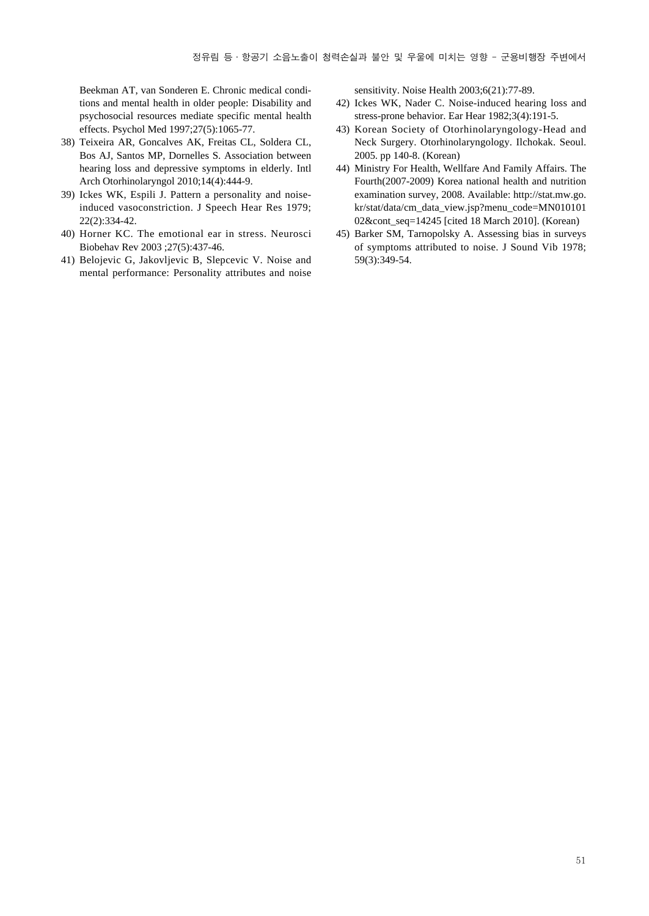Beekman AT, van Sonderen E. Chronic medical conditions and mental health in older people: Disability and psychosocial resources mediate specific mental health effects. Psychol Med 1997;27(5):1065-77.

38) Teixeira AR, Goncalves AK, Freitas CL, Soldera CL, Bos AJ, Santos MP, Dornelles S. Association between hearing loss and depressive symptoms in elderly. Intl Arch Otorhinolaryngol 2010;14(4):444-9.
39) Ickes WK, Espili J. Pattern a personality and noise-induced vasoconstriction. J Speech Hear Res 1979; 22(2):334-42.
40) Horner KC. The emotional ear in stress. Neurosci Biobehav Rev 2003 ;27(5):437-46.
41) Belojevic G, Jakovljevic B, Slepcevic V. Noise and mental performance: Personality attributes and noise sensitivity. Noise Health 2003;6(21):77-89.
42) Ickes WK, Nader C. Noise-induced hearing loss and stress-prone behavior. Ear Hear 1982;3(4):191-5.
43) Korean Society of Otorhinolaryngology-Head and Neck Surgery. Otorhinolaryngology. Ilchokak. Seoul. 2005. pp 140-8. (Korean)
44) Ministry For Health, Wellfare And Family Affairs. The Fourth(2007-2009) Korea national health and nutrition examination survey, 2008. Available: http://stat.mw.go.kr/stat/data/cm_data_view.jsp?menu_code=MN01010102&cont_seq=14245 [cited 18 March 2010]. (Korean)
45) Barker SM, Tarnopolsky A. Assessing bias in surveys of symptoms attributed to noise. J Sound Vib 1978; 59(3):349-54.